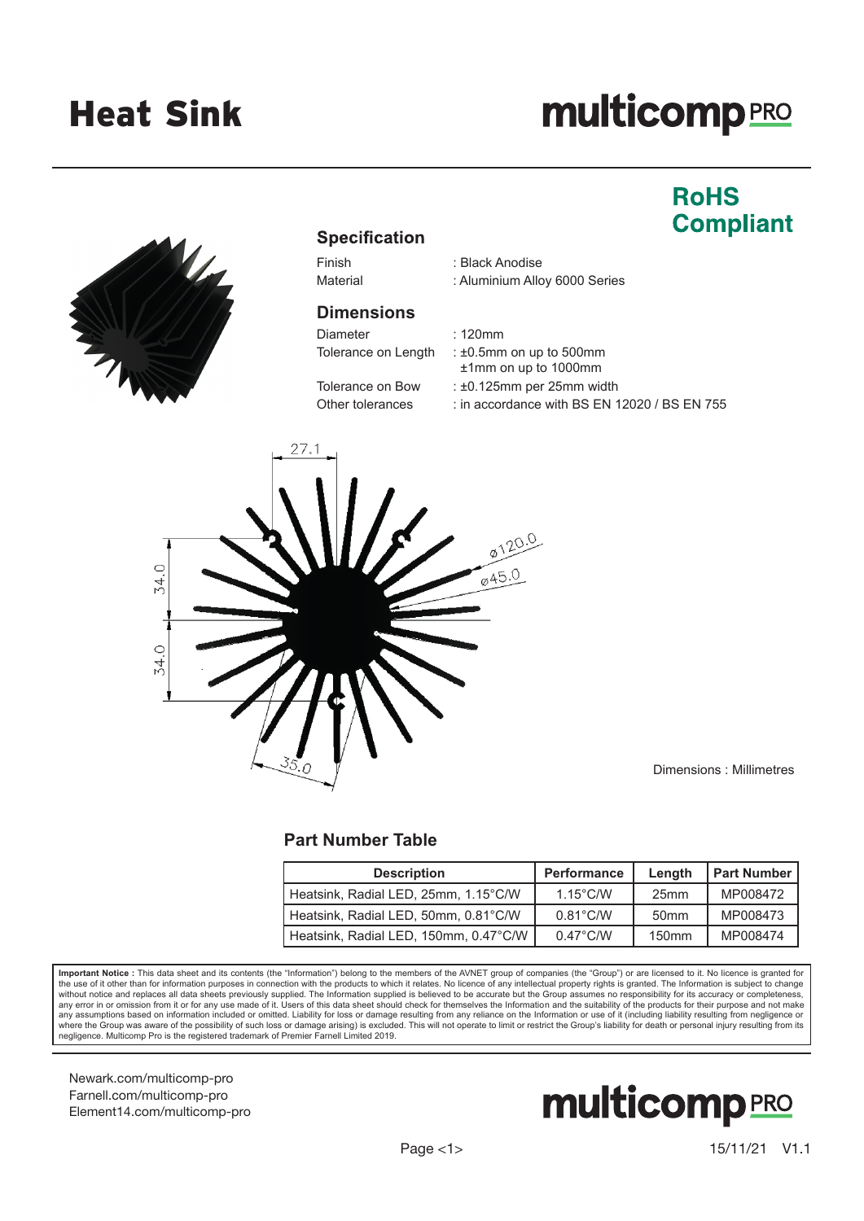# Heat Sink

multicomp PRO

**RoHS Compliant**

## Specification

Finish : Black Anodise
Material : Aluminium Alloy 6000 Series

## Dimensions

Diameter : 120mm
Tolerance on Length : ±0.5mm on up to 500mm
±1mm on up to 1000mm
Tolerance on Bow : ±0.125mm per 25mm width
Other tolerances : in accordance with BS EN 12020 / BS EN 755

Dimensions : Millimetres

## Part Number Table

| Description | Performance | Length | Part Number |
|---|---|---|---|
| Heatsink, Radial LED, 25mm, 1.15°C/W | 1.15°C/W | 25mm | MP008472 |
| Heatsink, Radial LED, 50mm, 0.81°C/W | 0.81°C/W | 50mm | MP008473 |
| Heatsink, Radial LED, 150mm, 0.47°C/W | 0.47°C/W | 150mm | MP008474 |

**Important Notice :** This data sheet and its contents (the "Information") belong to the members of the AVNET group of companies (the "Group") or are licensed to it. No licence is granted for the use of it other than for information purposes in connection with the products to which it relates. No licence of any intellectual property rights is granted. The Information is subject to change without notice and replaces all data sheets previously supplied. The Information supplied is believed to be accurate but the Group assumes no responsibility for its accuracy or completeness, any error in or omission from it or for any use made of it. Users of this data sheet should check for themselves the Information and the suitability of the products for their purpose and not make any assumptions based on information included or omitted. Liability for loss or damage resulting from any reliance on the Information or use of it (including liability resulting from negligence or where the Group was aware of the possibility of such loss or damage arising) is excluded. This will not operate to limit or restrict the Group's liability for death or personal injury resulting from its negligence. Multicomp Pro is the registered trademark of Premier Farnell Limited 2019.

Newark.com/multicomp-pro
Farnell.com/multicomp-pro
Element14.com/multicomp-pro

multicomp PRO

15/11/21 V1.1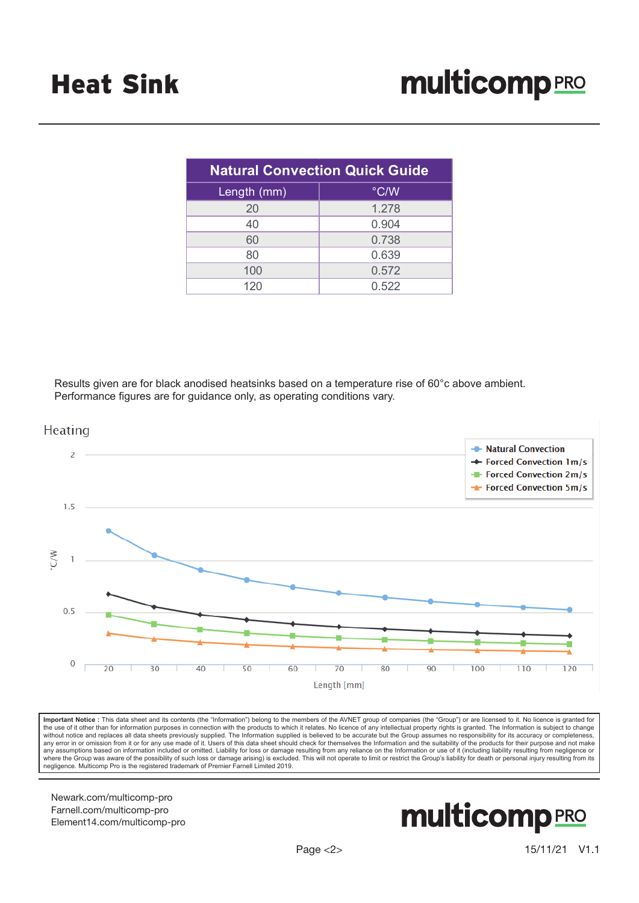# Heat Sink

| Natural Convection Quick Guide | |
|---|---|
| Length (mm) | °C/W |
| 20 | 1.278 |
| 40 | 0.904 |
| 60 | 0.738 |
| 80 | 0.639 |
| 100 | 0.572 |
| 120 | 0.522 |

Results given are for black anodised heatsinks based on a temperature rise of 60°c above ambient.
Performance figures are for guidance only, as operating conditions vary.

Heating

Natural Convection
Forced Convection 1m/s
Forced Convection 2m/s
Forced Convection 5m/s

°C/W

2
1.5
1
0.5
0

20 30 40 50 60 70 80 90 100 110 120

Length [mm]

**Important Notice :** This data sheet and its contents (the "Information") belong to the members of the AVNET group of companies (the "Group") or are licensed to it. No licence is granted for the use of it other than for information purposes in connection with the products to which it relates. No licence of any intellectual property rights is granted. The Information is subject to change without notice and replaces all data sheets previously supplied. The Information supplied is believed to be accurate but the Group assumes no responsibility for its accuracy or completeness, any error in or omission from it or for any use made of it. Users of this data sheet should check for themselves the Information and the suitability of the products for their purpose and not make any assumptions based on information included or omitted. Liability for loss or damage resulting from any reliance on the Information or use of it (including liability resulting from negligence or where the Group was aware of the possibility of such loss or damage arising) is excluded. This will not operate to limit or restrict the Group's liability for death or personal injury resulting from its negligence. Multicomp Pro is the registered trademark of Premier Farnell Limited 2019.

Newark.com/multicomp-pro
Farnell.com/multicomp-pro
Element14.com/multicomp-pro

15/11/21 V1.1